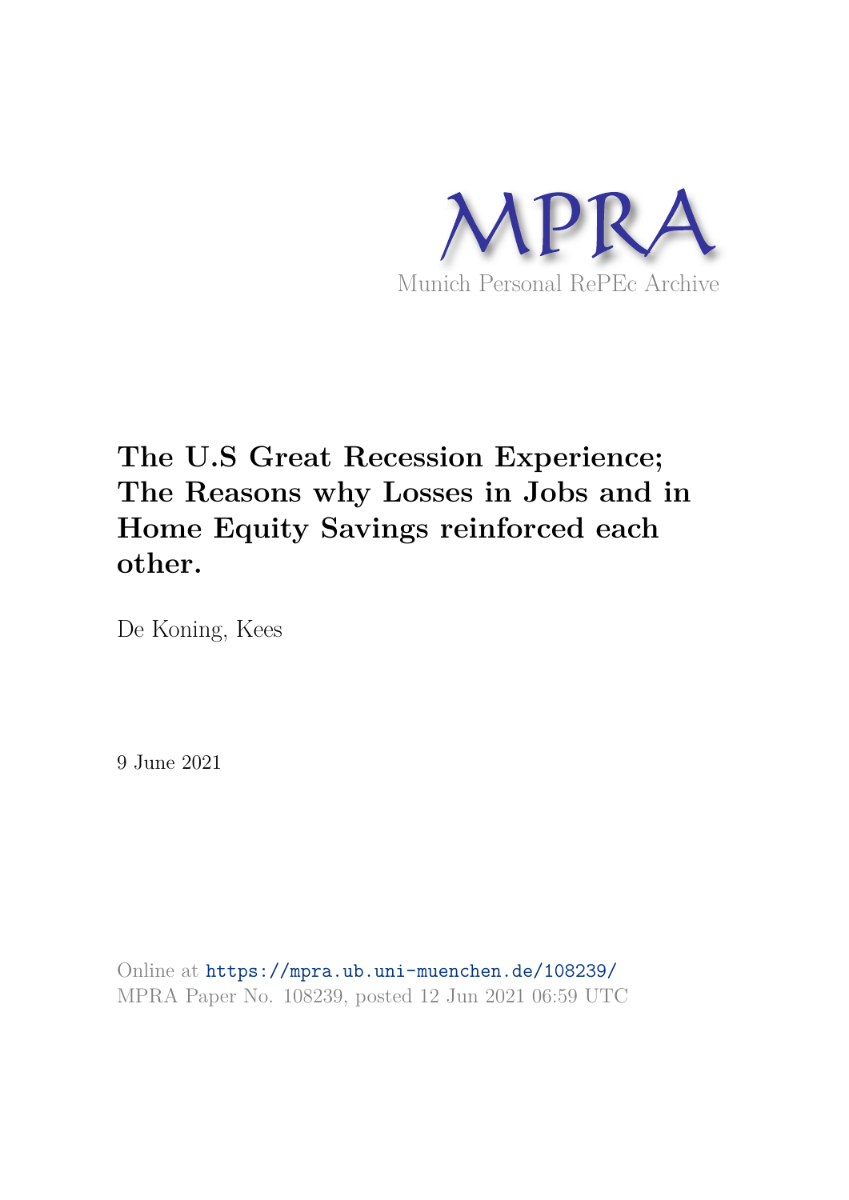MPRA

Munich Personal RePEc Archive

# The U.S Great Recession Experience; The Reasons why Losses in Jobs and in Home Equity Savings reinforced each other.

De Koning, Kees

9 June 2021

Online at https://mpra.ub.uni-muenchen.de/108239/
MPRA Paper No. 108239, posted 12 Jun 2021 06:59 UTC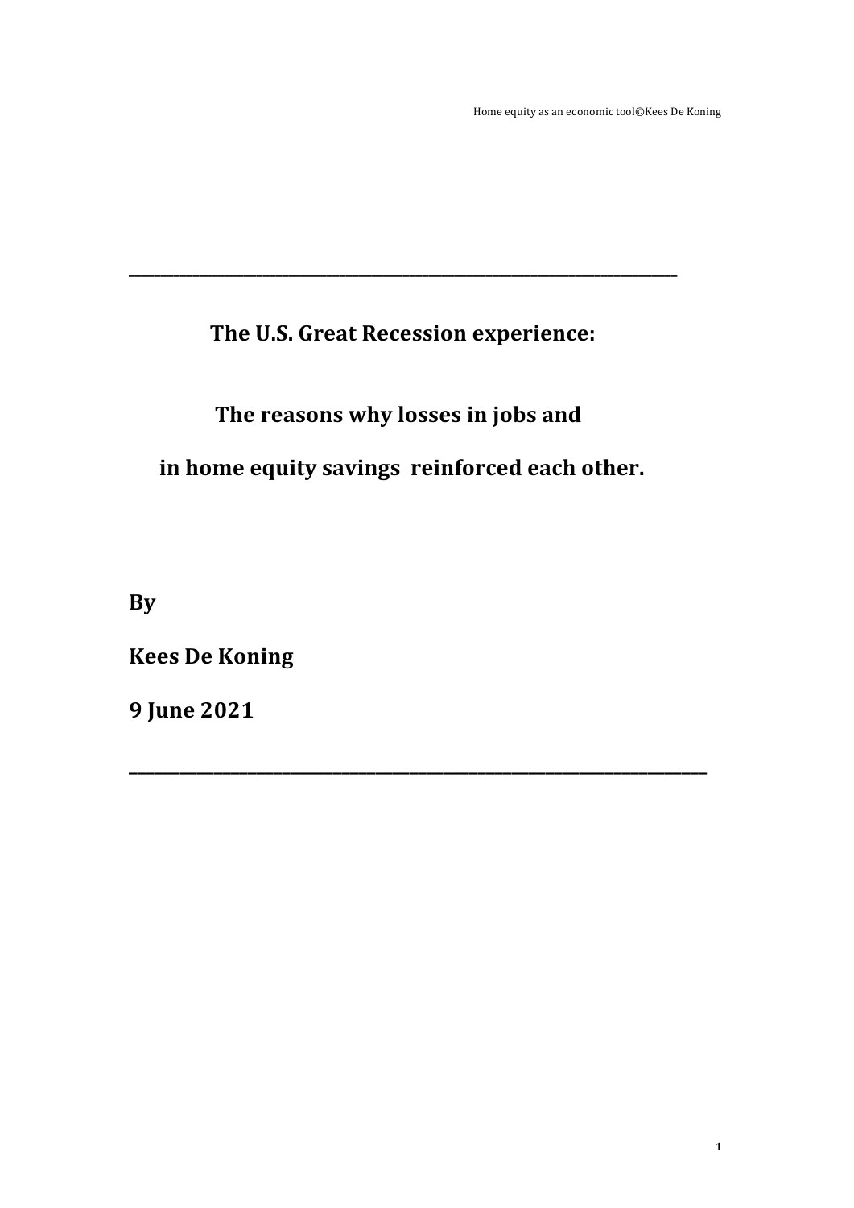# The U.S. Great Recession experience:

## The reasons why losses in jobs and

## in home equity savings reinforced each other.

**By**

**Kees De Koning**

**9 June 2021**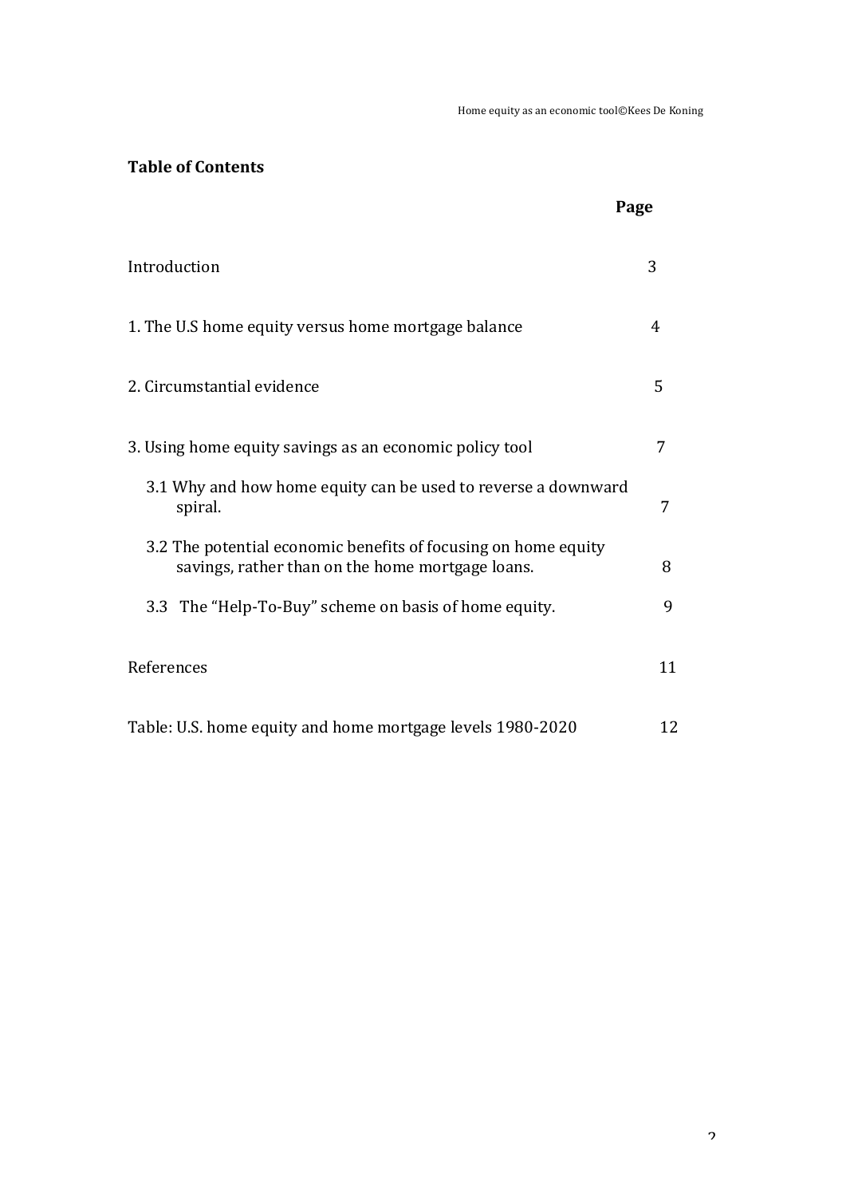## Table of Contents

| | Page |
|---|---|
| Introduction | 3 |
| 1. The U.S home equity versus home mortgage balance | 4 |
| 2. Circumstantial evidence | 5 |
| 3. Using home equity savings as an economic policy tool | 7 |
| 3.1 Why and how home equity can be used to reverse a downward spiral. | 7 |
| 3.2 The potential economic benefits of focusing on home equity savings, rather than on the home mortgage loans. | 8 |
| 3.3 The "Help-To-Buy" scheme on basis of home equity. | 9 |
| References | 11 |
| Table: U.S. home equity and home mortgage levels 1980-2020 | 12 |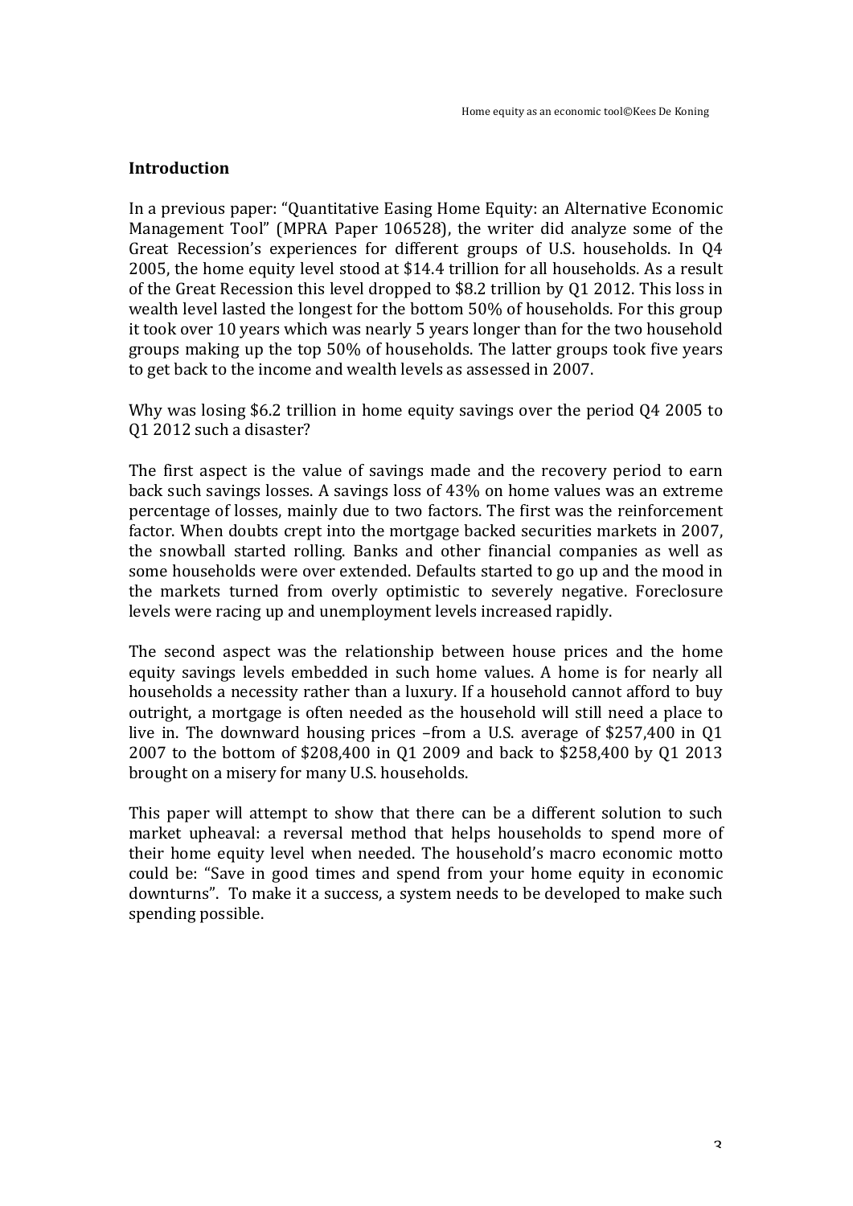## Introduction

In a previous paper: "Quantitative Easing Home Equity: an Alternative Economic Management Tool" (MPRA Paper 106528), the writer did analyze some of the Great Recession's experiences for different groups of U.S. households. In Q4 2005, the home equity level stood at $14.4 trillion for all households. As a result of the Great Recession this level dropped to $8.2 trillion by Q1 2012. This loss in wealth level lasted the longest for the bottom 50% of households. For this group it took over 10 years which was nearly 5 years longer than for the two household groups making up the top 50% of households. The latter groups took five years to get back to the income and wealth levels as assessed in 2007.

Why was losing $6.2 trillion in home equity savings over the period Q4 2005 to Q1 2012 such a disaster?

The first aspect is the value of savings made and the recovery period to earn back such savings losses. A savings loss of 43% on home values was an extreme percentage of losses, mainly due to two factors. The first was the reinforcement factor. When doubts crept into the mortgage backed securities markets in 2007, the snowball started rolling. Banks and other financial companies as well as some households were over extended. Defaults started to go up and the mood in the markets turned from overly optimistic to severely negative. Foreclosure levels were racing up and unemployment levels increased rapidly.

The second aspect was the relationship between house prices and the home equity savings levels embedded in such home values. A home is for nearly all households a necessity rather than a luxury. If a household cannot afford to buy outright, a mortgage is often needed as the household will still need a place to live in. The downward housing prices –from a U.S. average of $257,400 in Q1 2007 to the bottom of $208,400 in Q1 2009 and back to $258,400 by Q1 2013 brought on a misery for many U.S. households.

This paper will attempt to show that there can be a different solution to such market upheaval: a reversal method that helps households to spend more of their home equity level when needed. The household's macro economic motto could be: "Save in good times and spend from your home equity in economic downturns". To make it a success, a system needs to be developed to make such spending possible.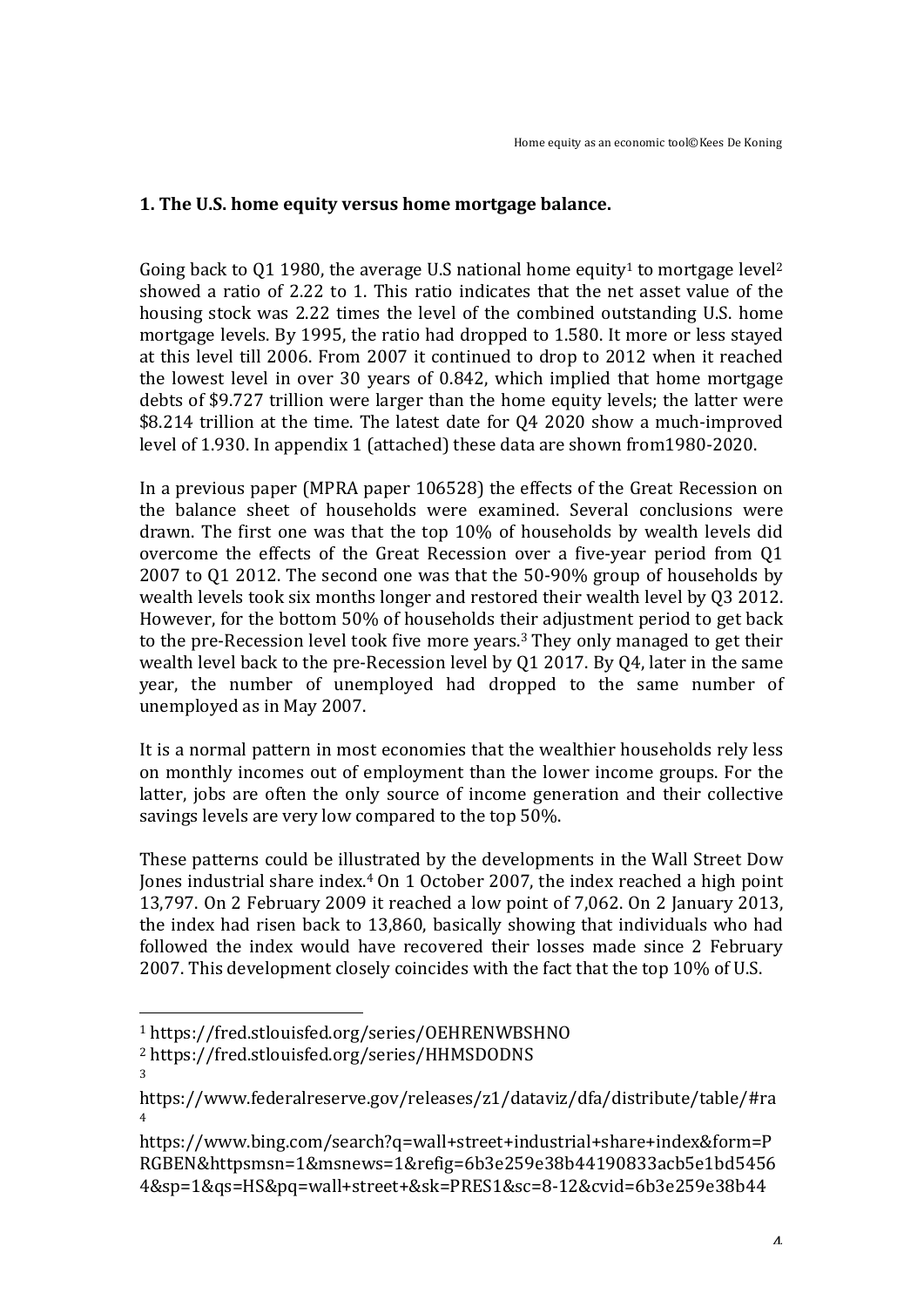## 1. The U.S. home equity versus home mortgage balance.

Going back to Q1 1980, the average U.S national home equity[1] to mortgage level[2] showed a ratio of 2.22 to 1. This ratio indicates that the net asset value of the housing stock was 2.22 times the level of the combined outstanding U.S. home mortgage levels. By 1995, the ratio had dropped to 1.580. It more or less stayed at this level till 2006. From 2007 it continued to drop to 2012 when it reached the lowest level in over 30 years of 0.842, which implied that home mortgage debts of $9.727 trillion were larger than the home equity levels; the latter were $8.214 trillion at the time. The latest date for Q4 2020 show a much-improved level of 1.930. In appendix 1 (attached) these data are shown from1980-2020.

In a previous paper (MPRA paper 106528) the effects of the Great Recession on the balance sheet of households were examined. Several conclusions were drawn. The first one was that the top 10% of households by wealth levels did overcome the effects of the Great Recession over a five-year period from Q1 2007 to Q1 2012. The second one was that the 50-90% group of households by wealth levels took six months longer and restored their wealth level by Q3 2012. However, for the bottom 50% of households their adjustment period to get back to the pre-Recession level took five more years.[3] They only managed to get their wealth level back to the pre-Recession level by Q1 2017. By Q4, later in the same year, the number of unemployed had dropped to the same number of unemployed as in May 2007.

It is a normal pattern in most economies that the wealthier households rely less on monthly incomes out of employment than the lower income groups. For the latter, jobs are often the only source of income generation and their collective savings levels are very low compared to the top 50%.

These patterns could be illustrated by the developments in the Wall Street Dow Jones industrial share index.[4] On 1 October 2007, the index reached a high point 13,797. On 2 February 2009 it reached a low point of 7,062. On 2 January 2013, the index had risen back to 13,860, basically showing that individuals who had followed the index would have recovered their losses made since 2 February 2007. This development closely coincides with the fact that the top 10% of U.S.

---

[1] https://fred.stlouisfed.org/series/OEHRENWBSHNO

[2] https://fred.stlouisfed.org/series/HHMSDODNS

[3] https://www.federalreserve.gov/releases/z1/dataviz/dfa/distribute/table/#ra

[4] https://www.bing.com/search?q=wall+street+industrial+share+index&form=PRGBEN&httpsmsn=1&msnews=1&refig=6b3e259e38b44190833acb5e1bd54564&sp=1&qs=HS&pq=wall+street+&sk=PRES1&sc=8-12&cvid=6b3e259e38b44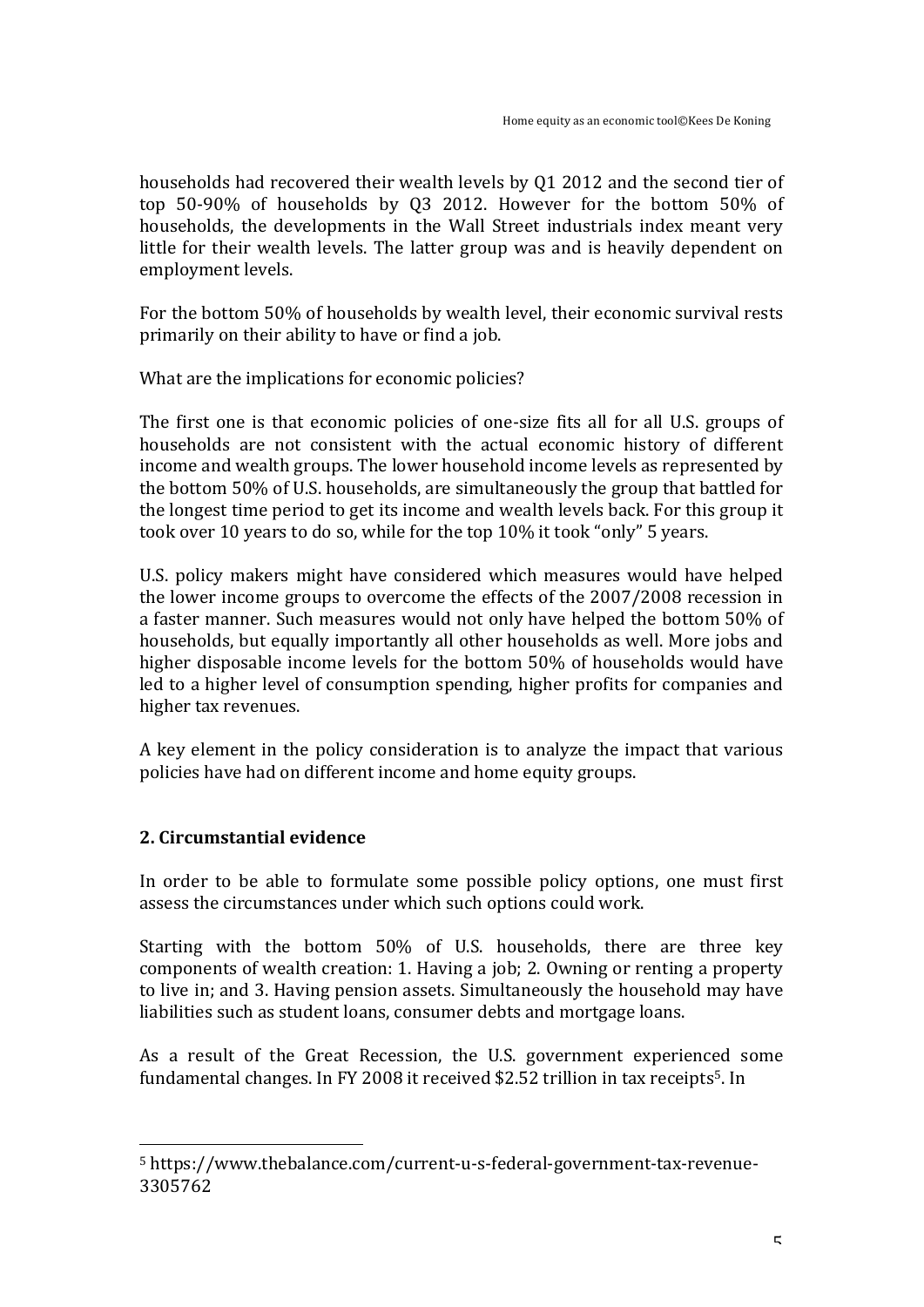households had recovered their wealth levels by Q1 2012 and the second tier of top 50-90% of households by Q3 2012. However for the bottom 50% of households, the developments in the Wall Street industrials index meant very little for their wealth levels. The latter group was and is heavily dependent on employment levels.

For the bottom 50% of households by wealth level, their economic survival rests primarily on their ability to have or find a job.

What are the implications for economic policies?

The first one is that economic policies of one-size fits all for all U.S. groups of households are not consistent with the actual economic history of different income and wealth groups. The lower household income levels as represented by the bottom 50% of U.S. households, are simultaneously the group that battled for the longest time period to get its income and wealth levels back. For this group it took over 10 years to do so, while for the top 10% it took "only" 5 years.

U.S. policy makers might have considered which measures would have helped the lower income groups to overcome the effects of the 2007/2008 recession in a faster manner. Such measures would not only have helped the bottom 50% of households, but equally importantly all other households as well. More jobs and higher disposable income levels for the bottom 50% of households would have led to a higher level of consumption spending, higher profits for companies and higher tax revenues.

A key element in the policy consideration is to analyze the impact that various policies have had on different income and home equity groups.

## 2. Circumstantial evidence

In order to be able to formulate some possible policy options, one must first assess the circumstances under which such options could work.

Starting with the bottom 50% of U.S. households, there are three key components of wealth creation: 1. Having a job; 2. Owning or renting a property to live in; and 3. Having pension assets. Simultaneously the household may have liabilities such as student loans, consumer debts and mortgage loans.

As a result of the Great Recession, the U.S. government experienced some fundamental changes. In FY 2008 it received $2.52 trillion in tax receipts[5]. In

[5] https://www.thebalance.com/current-u-s-federal-government-tax-revenue-3305762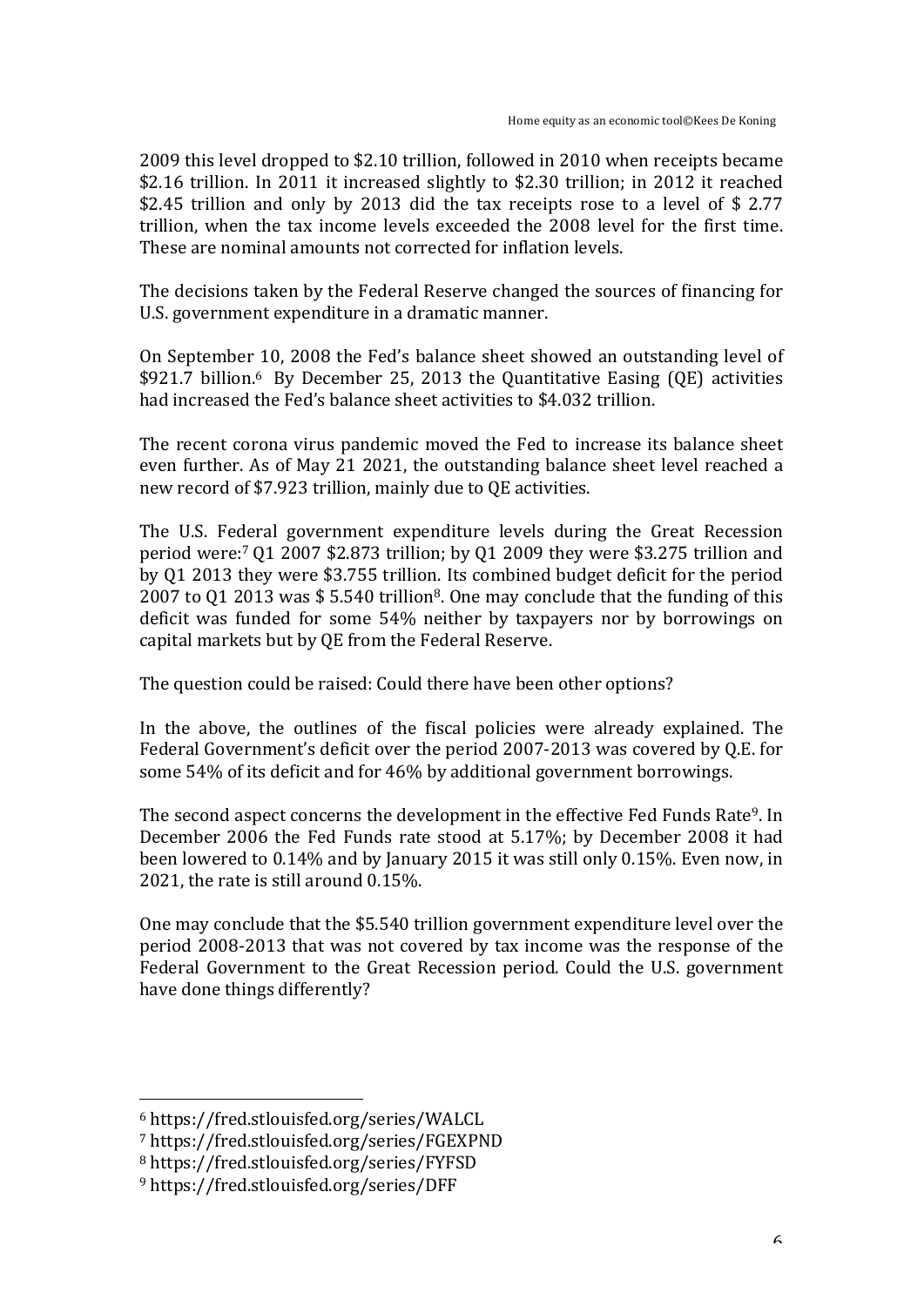2009 this level dropped to $2.10 trillion, followed in 2010 when receipts became $2.16 trillion. In 2011 it increased slightly to $2.30 trillion; in 2012 it reached $2.45 trillion and only by 2013 did the tax receipts rose to a level of $ 2.77 trillion, when the tax income levels exceeded the 2008 level for the first time. These are nominal amounts not corrected for inflation levels.

The decisions taken by the Federal Reserve changed the sources of financing for U.S. government expenditure in a dramatic manner.

On September 10, 2008 the Fed's balance sheet showed an outstanding level of $921.7 billion.[6] By December 25, 2013 the Quantitative Easing (QE) activities had increased the Fed's balance sheet activities to $4.032 trillion.

The recent corona virus pandemic moved the Fed to increase its balance sheet even further. As of May 21 2021, the outstanding balance sheet level reached a new record of $7.923 trillion, mainly due to QE activities.

The U.S. Federal government expenditure levels during the Great Recession period were:[7] Q1 2007 $2.873 trillion; by Q1 2009 they were $3.275 trillion and by Q1 2013 they were $3.755 trillion. Its combined budget deficit for the period 2007 to Q1 2013 was $ 5.540 trillion[8]. One may conclude that the funding of this deficit was funded for some 54% neither by taxpayers nor by borrowings on capital markets but by QE from the Federal Reserve.

The question could be raised: Could there have been other options?

In the above, the outlines of the fiscal policies were already explained. The Federal Government's deficit over the period 2007-2013 was covered by Q.E. for some 54% of its deficit and for 46% by additional government borrowings.

The second aspect concerns the development in the effective Fed Funds Rate[9]. In December 2006 the Fed Funds rate stood at 5.17%; by December 2008 it had been lowered to 0.14% and by January 2015 it was still only 0.15%. Even now, in 2021, the rate is still around 0.15%.

One may conclude that the $5.540 trillion government expenditure level over the period 2008-2013 that was not covered by tax income was the response of the Federal Government to the Great Recession period. Could the U.S. government have done things differently?

---

[6] https://fred.stlouisfed.org/series/WALCL

[7] https://fred.stlouisfed.org/series/FGEXPND

[8] https://fred.stlouisfed.org/series/FYFSD

[9] https://fred.stlouisfed.org/series/DFF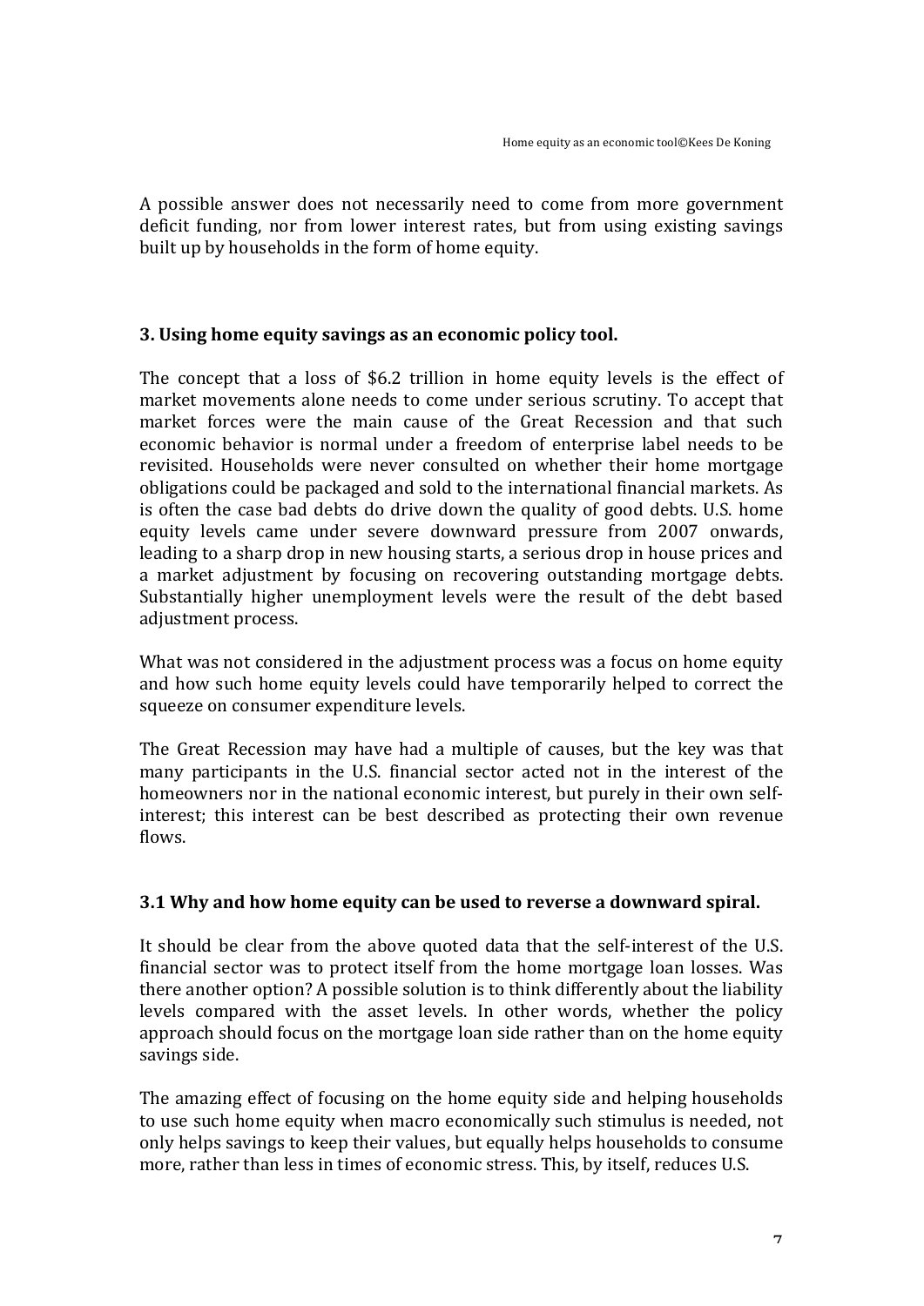A possible answer does not necessarily need to come from more government deficit funding, nor from lower interest rates, but from using existing savings built up by households in the form of home equity.

## 3. Using home equity savings as an economic policy tool.

The concept that a loss of $6.2 trillion in home equity levels is the effect of market movements alone needs to come under serious scrutiny. To accept that market forces were the main cause of the Great Recession and that such economic behavior is normal under a freedom of enterprise label needs to be revisited. Households were never consulted on whether their home mortgage obligations could be packaged and sold to the international financial markets. As is often the case bad debts do drive down the quality of good debts. U.S. home equity levels came under severe downward pressure from 2007 onwards, leading to a sharp drop in new housing starts, a serious drop in house prices and a market adjustment by focusing on recovering outstanding mortgage debts. Substantially higher unemployment levels were the result of the debt based adjustment process.

What was not considered in the adjustment process was a focus on home equity and how such home equity levels could have temporarily helped to correct the squeeze on consumer expenditure levels.

The Great Recession may have had a multiple of causes, but the key was that many participants in the U.S. financial sector acted not in the interest of the homeowners nor in the national economic interest, but purely in their own self-interest; this interest can be best described as protecting their own revenue flows.

### 3.1 Why and how home equity can be used to reverse a downward spiral.

It should be clear from the above quoted data that the self-interest of the U.S. financial sector was to protect itself from the home mortgage loan losses. Was there another option? A possible solution is to think differently about the liability levels compared with the asset levels. In other words, whether the policy approach should focus on the mortgage loan side rather than on the home equity savings side.

The amazing effect of focusing on the home equity side and helping households to use such home equity when macro economically such stimulus is needed, not only helps savings to keep their values, but equally helps households to consume more, rather than less in times of economic stress. This, by itself, reduces U.S.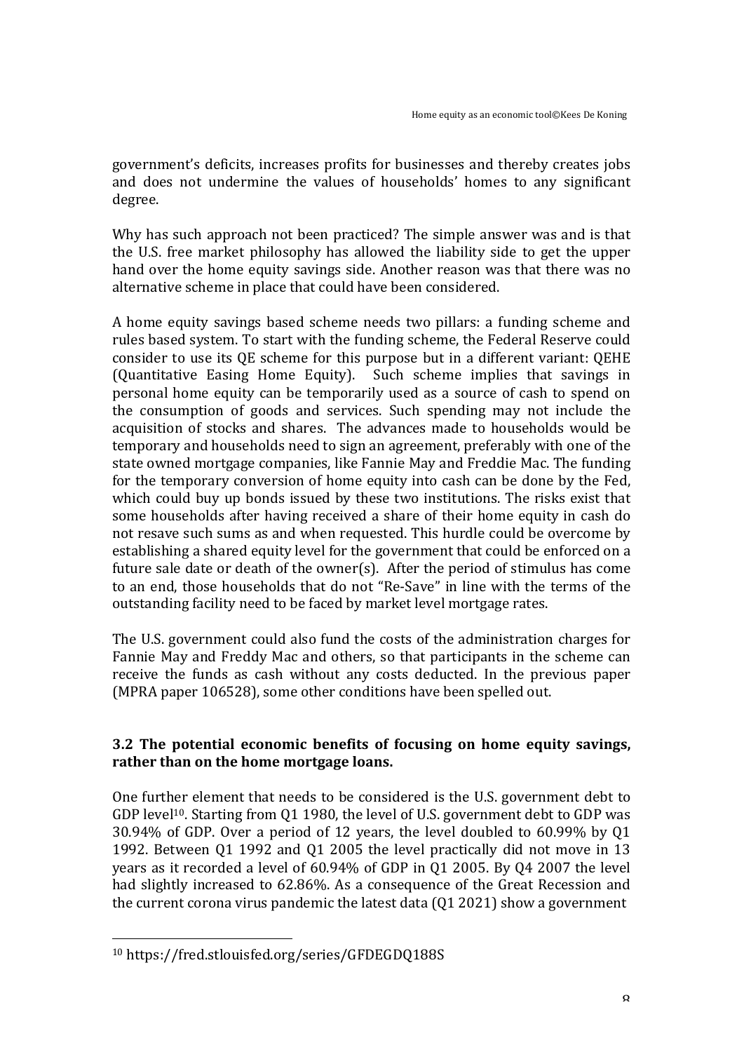government's deficits, increases profits for businesses and thereby creates jobs and does not undermine the values of households' homes to any significant degree.

Why has such approach not been practiced? The simple answer was and is that the U.S. free market philosophy has allowed the liability side to get the upper hand over the home equity savings side. Another reason was that there was no alternative scheme in place that could have been considered.

A home equity savings based scheme needs two pillars: a funding scheme and rules based system. To start with the funding scheme, the Federal Reserve could consider to use its QE scheme for this purpose but in a different variant: QEHE (Quantitative Easing Home Equity). Such scheme implies that savings in personal home equity can be temporarily used as a source of cash to spend on the consumption of goods and services. Such spending may not include the acquisition of stocks and shares. The advances made to households would be temporary and households need to sign an agreement, preferably with one of the state owned mortgage companies, like Fannie May and Freddie Mac. The funding for the temporary conversion of home equity into cash can be done by the Fed, which could buy up bonds issued by these two institutions. The risks exist that some households after having received a share of their home equity in cash do not resave such sums as and when requested. This hurdle could be overcome by establishing a shared equity level for the government that could be enforced on a future sale date or death of the owner(s). After the period of stimulus has come to an end, those households that do not "Re-Save" in line with the terms of the outstanding facility need to be faced by market level mortgage rates.

The U.S. government could also fund the costs of the administration charges for Fannie May and Freddy Mac and others, so that participants in the scheme can receive the funds as cash without any costs deducted. In the previous paper (MPRA paper 106528), some other conditions have been spelled out.

### 3.2 The potential economic benefits of focusing on home equity savings, rather than on the home mortgage loans.

One further element that needs to be considered is the U.S. government debt to GDP level[10]. Starting from Q1 1980, the level of U.S. government debt to GDP was 30.94% of GDP. Over a period of 12 years, the level doubled to 60.99% by Q1 1992. Between Q1 1992 and Q1 2005 the level practically did not move in 13 years as it recorded a level of 60.94% of GDP in Q1 2005. By Q4 2007 the level had slightly increased to 62.86%. As a consequence of the Great Recession and the current corona virus pandemic the latest data (Q1 2021) show a government

[10] https://fred.stlouisfed.org/series/GFDEGDQ188S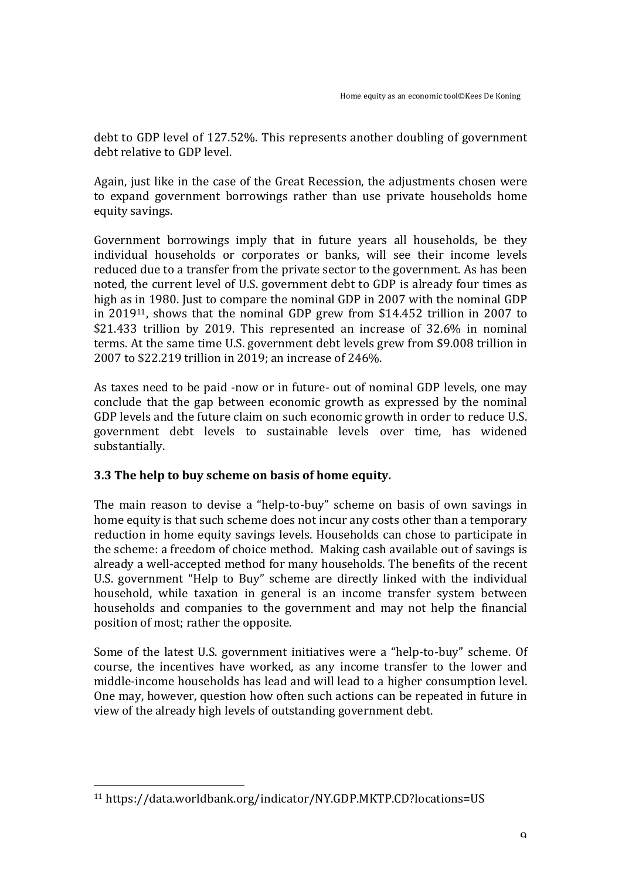debt to GDP level of 127.52%. This represents another doubling of government debt relative to GDP level.

Again, just like in the case of the Great Recession, the adjustments chosen were to expand government borrowings rather than use private households home equity savings.

Government borrowings imply that in future years all households, be they individual households or corporates or banks, will see their income levels reduced due to a transfer from the private sector to the government. As has been noted, the current level of U.S. government debt to GDP is already four times as high as in 1980. Just to compare the nominal GDP in 2007 with the nominal GDP in 2019[11], shows that the nominal GDP grew from $14.452 trillion in 2007 to $21.433 trillion by 2019. This represented an increase of 32.6% in nominal terms. At the same time U.S. government debt levels grew from $9.008 trillion in 2007 to $22.219 trillion in 2019; an increase of 246%.

As taxes need to be paid -now or in future- out of nominal GDP levels, one may conclude that the gap between economic growth as expressed by the nominal GDP levels and the future claim on such economic growth in order to reduce U.S. government debt levels to sustainable levels over time, has widened substantially.

### 3.3 The help to buy scheme on basis of home equity.

The main reason to devise a "help-to-buy" scheme on basis of own savings in home equity is that such scheme does not incur any costs other than a temporary reduction in home equity savings levels. Households can chose to participate in the scheme: a freedom of choice method. Making cash available out of savings is already a well-accepted method for many households. The benefits of the recent U.S. government "Help to Buy" scheme are directly linked with the individual household, while taxation in general is an income transfer system between households and companies to the government and may not help the financial position of most; rather the opposite.

Some of the latest U.S. government initiatives were a "help-to-buy" scheme. Of course, the incentives have worked, as any income transfer to the lower and middle-income households has lead and will lead to a higher consumption level. One may, however, question how often such actions can be repeated in future in view of the already high levels of outstanding government debt.

---

[11] https://data.worldbank.org/indicator/NY.GDP.MKTP.CD?locations=US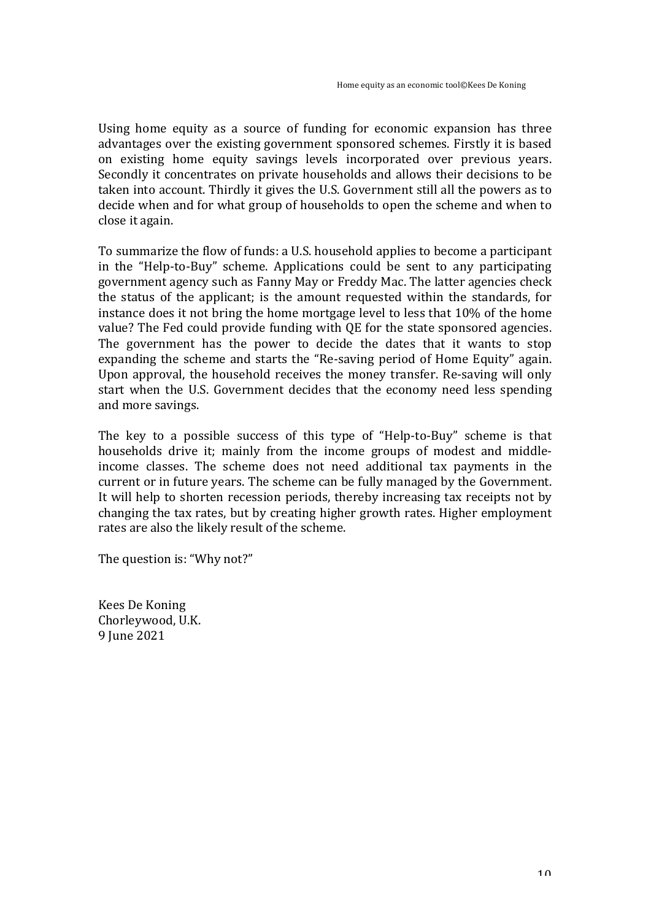Using home equity as a source of funding for economic expansion has three advantages over the existing government sponsored schemes. Firstly it is based on existing home equity savings levels incorporated over previous years. Secondly it concentrates on private households and allows their decisions to be taken into account. Thirdly it gives the U.S. Government still all the powers as to decide when and for what group of households to open the scheme and when to close it again.

To summarize the flow of funds: a U.S. household applies to become a participant in the "Help-to-Buy" scheme. Applications could be sent to any participating government agency such as Fanny May or Freddy Mac. The latter agencies check the status of the applicant; is the amount requested within the standards, for instance does it not bring the home mortgage level to less that 10% of the home value? The Fed could provide funding with QE for the state sponsored agencies. The government has the power to decide the dates that it wants to stop expanding the scheme and starts the "Re-saving period of Home Equity" again. Upon approval, the household receives the money transfer. Re-saving will only start when the U.S. Government decides that the economy need less spending and more savings.

The key to a possible success of this type of "Help-to-Buy" scheme is that households drive it; mainly from the income groups of modest and middle-income classes. The scheme does not need additional tax payments in the current or in future years. The scheme can be fully managed by the Government. It will help to shorten recession periods, thereby increasing tax receipts not by changing the tax rates, but by creating higher growth rates. Higher employment rates are also the likely result of the scheme.

The question is: "Why not?"

Kees De Koning
Chorleywood, U.K.
9 June 2021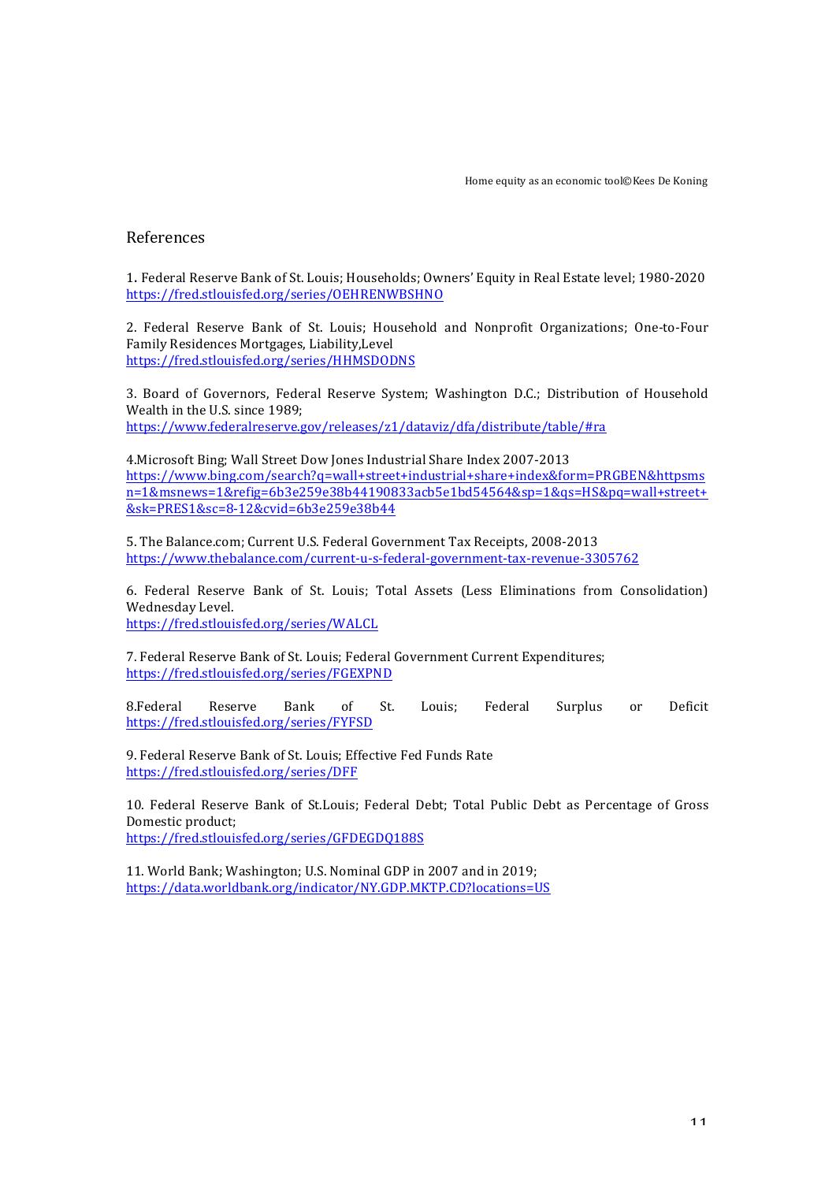## References

1. Federal Reserve Bank of St. Louis; Households; Owners' Equity in Real Estate level; 1980-2020
https://fred.stlouisfed.org/series/OEHRENWBSHNO

2. Federal Reserve Bank of St. Louis; Household and Nonprofit Organizations; One-to-Four Family Residences Mortgages, Liability,Level
https://fred.stlouisfed.org/series/HHMSDODNS

3. Board of Governors, Federal Reserve System; Washington D.C.; Distribution of Household Wealth in the U.S. since 1989;
https://www.federalreserve.gov/releases/z1/dataviz/dfa/distribute/table/#ra

4.Microsoft Bing; Wall Street Dow Jones Industrial Share Index 2007-2013
https://www.bing.com/search?q=wall+street+industrial+share+index&form=PRGBEN&httpsmsn=1&msnews=1&refig=6b3e259e38b44190833acb5e1bd54564&sp=1&qs=HS&pq=wall+street+&sk=PRES1&sc=8-12&cvid=6b3e259e38b44

5. The Balance.com; Current U.S. Federal Government Tax Receipts, 2008-2013
https://www.thebalance.com/current-u-s-federal-government-tax-revenue-3305762

6. Federal Reserve Bank of St. Louis; Total Assets (Less Eliminations from Consolidation) Wednesday Level.
https://fred.stlouisfed.org/series/WALCL

7. Federal Reserve Bank of St. Louis; Federal Government Current Expenditures;
https://fred.stlouisfed.org/series/FGEXPND

8.Federal Reserve Bank of St. Louis; Federal Surplus or Deficit
https://fred.stlouisfed.org/series/FYFSD

9. Federal Reserve Bank of St. Louis; Effective Fed Funds Rate
https://fred.stlouisfed.org/series/DFF

10. Federal Reserve Bank of St.Louis; Federal Debt; Total Public Debt as Percentage of Gross Domestic product;
https://fred.stlouisfed.org/series/GFDEGDQ188S

11. World Bank; Washington; U.S. Nominal GDP in 2007 and in 2019;
https://data.worldbank.org/indicator/NY.GDP.MKTP.CD?locations=US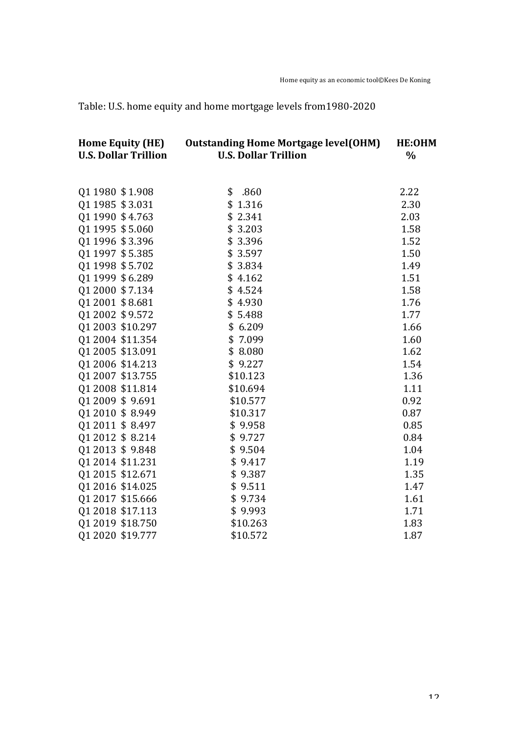Table: U.S. home equity and home mortgage levels from1980-2020

| Home Equity (HE) U.S. Dollar Trillion | | Outstanding Home Mortgage level(OHM) U.S. Dollar Trillion | HE:OHM % |
|---|---|---|---|
| Q1 1980 | $ 1.908 | $ .860 | 2.22 |
| Q1 1985 | $ 3.031 | $ 1.316 | 2.30 |
| Q1 1990 | $ 4.763 | $ 2.341 | 2.03 |
| Q1 1995 | $ 5.060 | $ 3.203 | 1.58 |
| Q1 1996 | $ 3.396 | $ 3.396 | 1.52 |
| Q1 1997 | $ 5.385 | $ 3.597 | 1.50 |
| Q1 1998 | $ 5.702 | $ 3.834 | 1.49 |
| Q1 1999 | $ 6.289 | $ 4.162 | 1.51 |
| Q1 2000 | $ 7.134 | $ 4.524 | 1.58 |
| Q1 2001 | $ 8.681 | $ 4.930 | 1.76 |
| Q1 2002 | $ 9.572 | $ 5.488 | 1.77 |
| Q1 2003 | $10.297 | $ 6.209 | 1.66 |
| Q1 2004 | $11.354 | $ 7.099 | 1.60 |
| Q1 2005 | $13.091 | $ 8.080 | 1.62 |
| Q1 2006 | $14.213 | $ 9.227 | 1.54 |
| Q1 2007 | $13.755 | $10.123 | 1.36 |
| Q1 2008 | $11.814 | $10.694 | 1.11 |
| Q1 2009 | $ 9.691 | $10.577 | 0.92 |
| Q1 2010 | $ 8.949 | $10.317 | 0.87 |
| Q1 2011 | $ 8.497 | $ 9.958 | 0.85 |
| Q1 2012 | $ 8.214 | $ 9.727 | 0.84 |
| Q1 2013 | $ 9.848 | $ 9.504 | 1.04 |
| Q1 2014 | $11.231 | $ 9.417 | 1.19 |
| Q1 2015 | $12.671 | $ 9.387 | 1.35 |
| Q1 2016 | $14.025 | $ 9.511 | 1.47 |
| Q1 2017 | $15.666 | $ 9.734 | 1.61 |
| Q1 2018 | $17.113 | $ 9.993 | 1.71 |
| Q1 2019 | $18.750 | $10.263 | 1.83 |
| Q1 2020 | $19.777 | $10.572 | 1.87 |